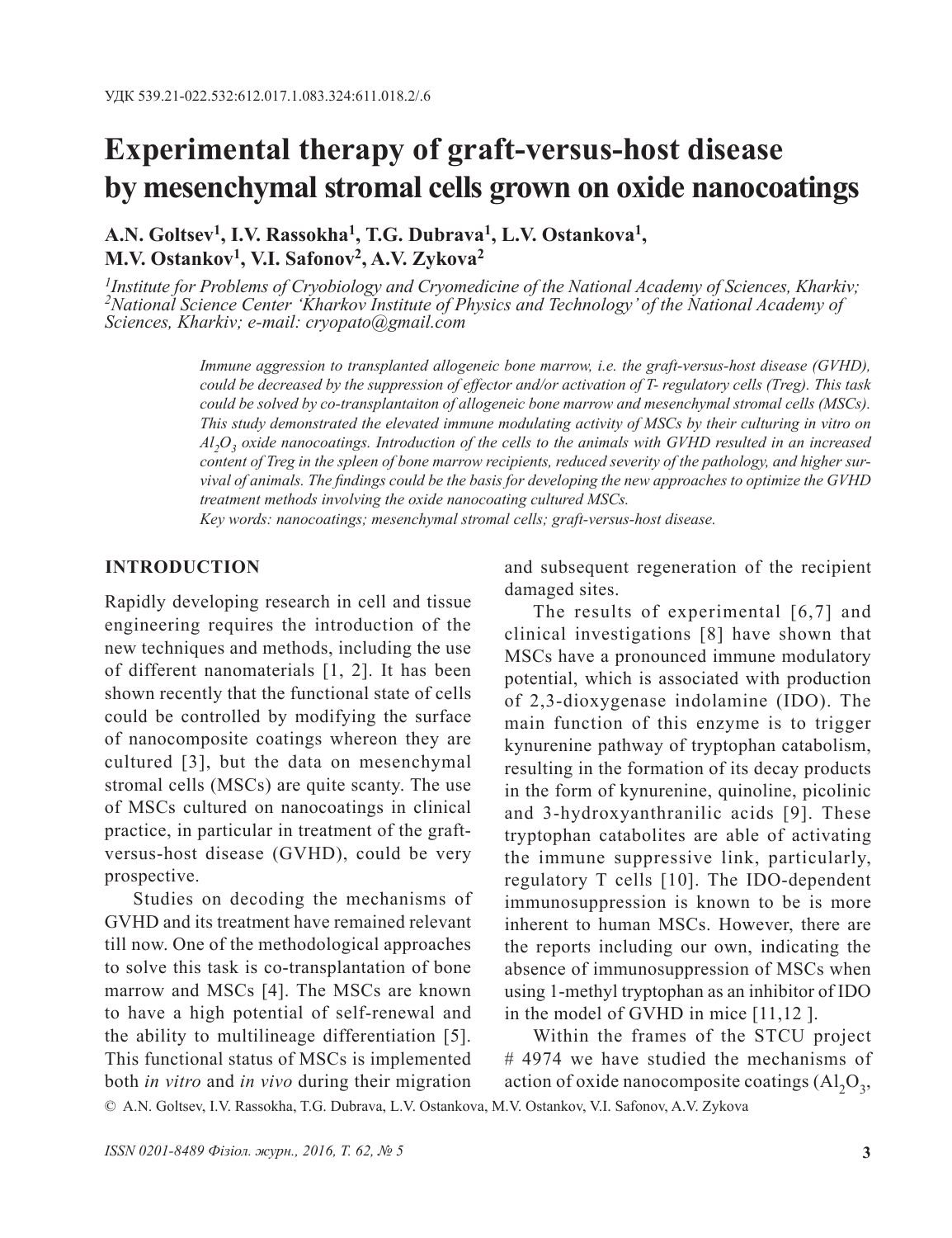УДК 539.21-022.532:612.017.1.083.324:611.018.2/.6

# Experimental therapy of graft-versus-host disease by mesenchymal stromal cells grown on oxide nanocoatings

**A.N. Goltsev[1], I.V. Rassokha[1], T.G. Dubrava[1], L.V. Ostankova[1], M.V. Ostankov[1], V.I. Safonov[2], A.V. Zykova[2]**

*[1]Institute for Problems of Cryobiology and Cryomedicine of the National Academy of Sciences, Kharkiv; [2]National Science Center 'Kharkov Institute of Physics and Technology' of the National Academy of Sciences, Kharkiv; e-mail: cryopato@gmail.com*

*Immune aggression to transplanted allogeneic bone marrow, i.e. the graft-versus-host disease (GVHD), could be decreased by the suppression of effector and/or activation of T- regulatory cells (Treg). This task could be solved by co-transplantaiton of allogeneic bone marrow and mesenchymal stromal cells (MSCs). This study demonstrated the elevated immune modulating activity of MSCs by their culturing in vitro on $Al_2O_3$ oxide nanocoatings. Introduction of the cells to the animals with GVHD resulted in an increased content of Treg in the spleen of bone marrow recipients, reduced severity of the pathology, and higher survival of animals. The findings could be the basis for developing the new approaches to optimize the GVHD treatment methods involving the oxide nanocoating cultured MSCs.*

*Key words: nanocoatings; mesenchymal stromal cells; graft-versus-host disease.*

## INTRODUCTION

Rapidly developing research in cell and tissue engineering requires the introduction of the new techniques and methods, including the use of different nanomaterials [1, 2]. It has been shown recently that the functional state of cells could be controlled by modifying the surface of nanocomposite coatings whereon they are cultured [3], but the data on mesenchymal stromal cells (MSCs) are quite scanty. The use of MSCs cultured on nanocoatings in clinical practice, in particular in treatment of the graft-versus-host disease (GVHD), could be very prospective.

Studies on decoding the mechanisms of GVHD and its treatment have remained relevant till now. One of the methodological approaches to solve this task is co-transplantation of bone marrow and MSCs [4]. The MSCs are known to have a high potential of self-renewal and the ability to multilineage differentiation [5]. This functional status of MSCs is implemented both *in vitro* and *in vivo* during their migration and subsequent regeneration of the recipient damaged sites.

The results of experimental [6,7] and clinical investigations [8] have shown that MSCs have a pronounced immune modulatory potential, which is associated with production of 2,3-dioxygenase indolamine (IDO). The main function of this enzyme is to trigger kynurenine pathway of tryptophan catabolism, resulting in the formation of its decay products in the form of kynurenine, quinoline, picolinic and 3-hydroxyanthranilic acids [9]. These tryptophan catabolites are able of activating the immune suppressive link, particularly, regulatory T cells [10]. The IDO-dependent immunosuppression is known to be is more inherent to human MSCs. However, there are the reports including our own, indicating the absence of immunosuppression of MSCs when using 1-methyl tryptophan as an inhibitor of IDO in the model of GVHD in mice [11,12 ].

Within the frames of the STCU project # 4974 we have studied the mechanisms of action of oxide nanocomposite coatings ($Al_2O_3$,

© A.N. Goltsev, I.V. Rassokha, T.G. Dubrava, L.V. Ostankova, M.V. Ostankov, V.I. Safonov, A.V. Zykova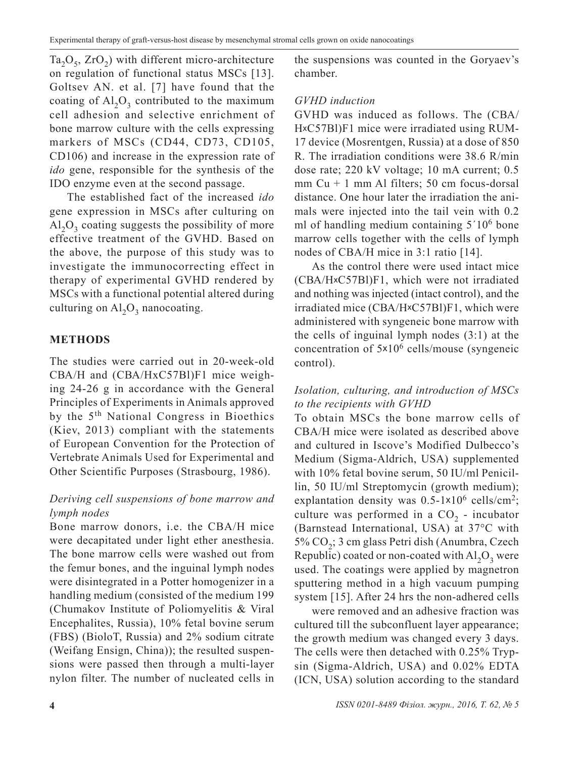$Ta_2O_5$, $ZrO_2$) with different micro-architecture on regulation of functional status MSCs [13]. Goltsev AN. et al. [7] have found that the coating of $Al_2O_3$ contributed to the maximum cell adhesion and selective enrichment of bone marrow culture with the cells expressing markers of MSCs (CD44, CD73, CD105, CD106) and increase in the expression rate of *ido* gene, responsible for the synthesis of the IDO enzyme even at the second passage.

The established fact of the increased *ido* gene expression in MSCs after culturing on $Al_2O_3$ coating suggests the possibility of more effective treatment of the GVHD. Based on the above, the purpose of this study was to investigate the immunocorrecting effect in therapy of experimental GVHD rendered by MSCs with a functional potential altered during culturing on $Al_2O_3$ nanocoating.

## METHODS

The studies were carried out in 20-week-old CBA/H and (CBA/HxC57Bl)F1 mice weighing 24-26 g in accordance with the General Principles of Experiments in Animals approved by the 5th National Congress in Bioethics (Kiev, 2013) compliant with the statements of European Convention for the Protection of Vertebrate Animals Used for Experimental and Other Scientific Purposes (Strasbourg, 1986).

### *Deriving cell suspensions of bone marrow and lymph nodes*

Bone marrow donors, i.e. the CBA/H mice were decapitated under light ether anesthesia. The bone marrow cells were washed out from the femur bones, and the inguinal lymph nodes were disintegrated in a Potter homogenizer in a handling medium (consisted of the medium 199 (Chumakov Institute of Poliomyelitis & Viral Encephalites, Russia), 10% fetal bovine serum (FBS) (BioloT, Russia) and 2% sodium citrate (Weifang Ensign, China)); the resulted suspensions were passed then through a multi-layer nylon filter. The number of nucleated cells in the suspensions was counted in the Goryaev's chamber.

### *GVHD induction*

GVHD was induced as follows. The (CBA/H×C57Bl)F1 mice were irradiated using RUM-17 device (Mosrentgen, Russia) at a dose of 850 R. The irradiation conditions were 38.6 R/min dose rate; 220 kV voltage; 10 mA current; 0.5 mm Cu + 1 mm Al filters; 50 cm focus-dorsal distance. One hour later the irradiation the animals were injected into the tail vein with 0.2 ml of handling medium containing $5´10^6$ bone marrow cells together with the cells of lymph nodes of CBA/H mice in 3:1 ratio [14].

As the control there were used intact mice (CBA/H×C57Bl)F1, which were not irradiated and nothing was injected (intact control), and the irradiated mice (CBA/H×C57Bl)F1, which were administered with syngeneic bone marrow with the cells of inguinal lymph nodes (3:1) at the concentration of $5\times10^6$ cells/mouse (syngeneic control).

### *Isolation, culturing, and introduction of MSCs to the recipients with GVHD*

To obtain MSCs the bone marrow cells of CBA/H mice were isolated as described above and cultured in Iscove's Modified Dulbecco's Medium (Sigma-Aldrich, USA) supplemented with 10% fetal bovine serum, 50 IU/ml Penicillin, 50 IU/ml Streptomycin (growth medium); explantation density was $0.5\text{-}1\times10^6$ cells/cm$^2$; culture was performed in a $CO_2$ - incubator (Barnstead International, USA) at 37°C with 5% $CO_2$; 3 cm glass Petri dish (Anumbra, Czech Republic) coated or non-coated with $Al_2O_3$ were used. The coatings were applied by magnetron sputtering method in a high vacuum pumping system [15]. After 24 hrs the non-adhered cells were removed and an adhesive fraction was cultured till the subconfluent layer appearance; the growth medium was changed every 3 days. The cells were then detached with 0.25% Trypsin (Sigma-Aldrich, USA) and 0.02% EDTA (ICN, USA) solution according to the standard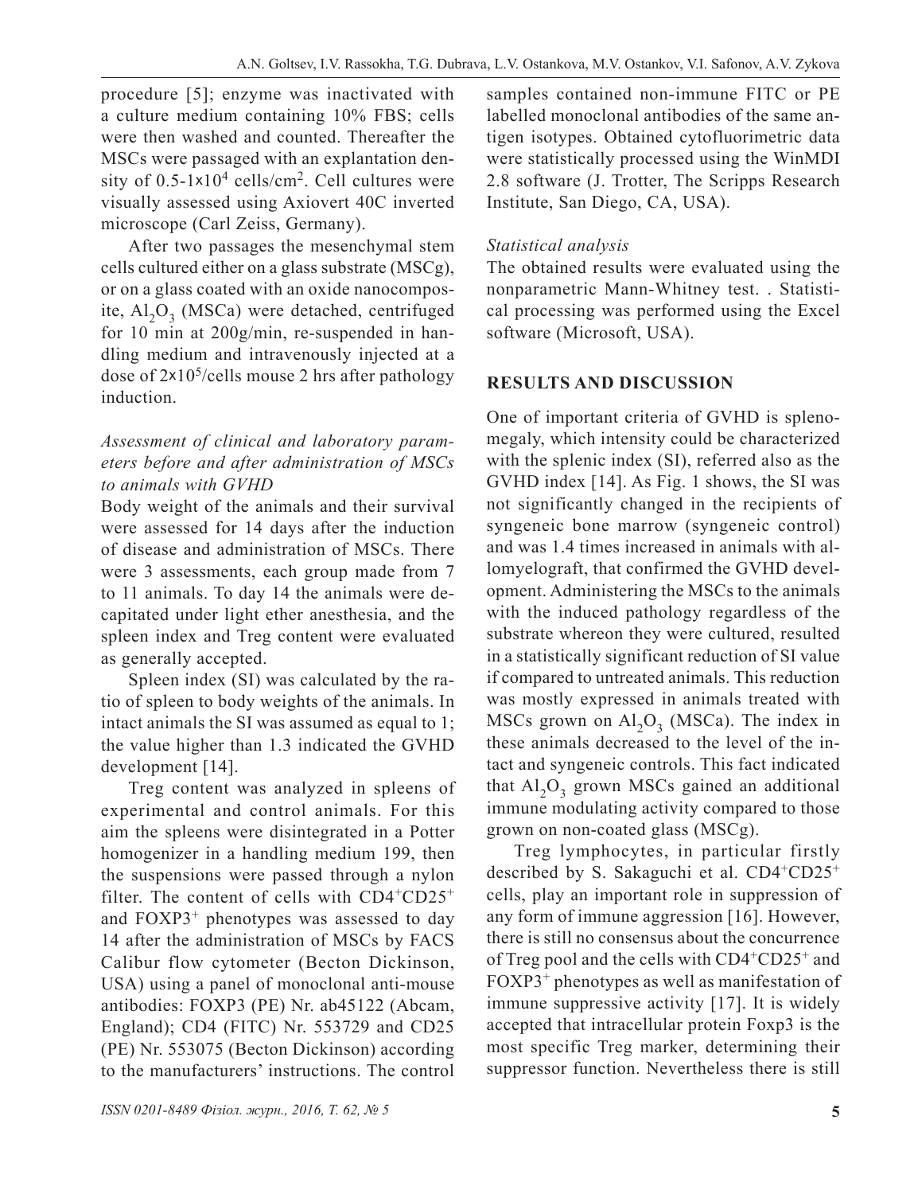procedure [5]; enzyme was inactivated with a culture medium containing 10% FBS; cells were then washed and counted. Thereafter the MSCs were passaged with an explantation density of $0.5\text{-}1\times10^4$ cells/cm$^2$. Cell cultures were visually assessed using Axiovert 40C inverted microscope (Carl Zeiss, Germany).

After two passages the mesenchymal stem cells cultured either on a glass substrate (MSCg), or on a glass coated with an oxide nanocomposite, $Al_2O_3$ (MSCa) were detached, centrifuged for 10 min at 200g/min, re-suspended in handling medium and intravenously injected at a dose of $2\times10^5$/cells mouse 2 hrs after pathology induction.

*Assessment of clinical and laboratory parameters before and after administration of MSCs to animals with GVHD*

Body weight of the animals and their survival were assessed for 14 days after the induction of disease and administration of MSCs. There were 3 assessments, each group made from 7 to 11 animals. To day 14 the animals were decapitated under light ether anesthesia, and the spleen index and Treg content were evaluated as generally accepted.

Spleen index (SI) was calculated by the ratio of spleen to body weights of the animals. In intact animals the SI was assumed as equal to 1; the value higher than 1.3 indicated the GVHD development [14].

Treg content was analyzed in spleens of experimental and control animals. For this aim the spleens were disintegrated in a Potter homogenizer in a handling medium 199, then the suspensions were passed through a nylon filter. The content of cells with $CD4^+CD25^+$ and $FOXP3^+$ phenotypes was assessed to day 14 after the administration of MSCs by FACS Calibur flow cytometer (Becton Dickinson, USA) using a panel of monoclonal anti-mouse antibodies: FOXP3 (PE) Nr. ab45122 (Abcam, England); CD4 (FITC) Nr. 553729 and CD25 (PE) Nr. 553075 (Becton Dickinson) according to the manufacturers' instructions. The control samples contained non-immune FITC or PE labelled monoclonal antibodies of the same antigen isotypes. Obtained cytofluorimetric data were statistically processed using the WinMDI 2.8 software (J. Trotter, The Scripps Research Institute, San Diego, CA, USA).

*Statistical analysis*

The obtained results were evaluated using the nonparametric Mann-Whitney test. . Statistical processing was performed using the Excel software (Microsoft, USA).

## RESULTS AND DISCUSSION

One of important criteria of GVHD is splenomegaly, which intensity could be characterized with the splenic index (SI), referred also as the GVHD index [14]. As Fig. 1 shows, the SI was not significantly changed in the recipients of syngeneic bone marrow (syngeneic control) and was 1.4 times increased in animals with allomyelograft, that confirmed the GVHD development. Administering the MSCs to the animals with the induced pathology regardless of the substrate whereon they were cultured, resulted in a statistically significant reduction of SI value if compared to untreated animals. This reduction was mostly expressed in animals treated with MSCs grown on $Al_2O_3$ (MSCa). The index in these animals decreased to the level of the intact and syngeneic controls. This fact indicated that $Al_2O_3$ grown MSCs gained an additional immune modulating activity compared to those grown on non-coated glass (MSCg).

Treg lymphocytes, in particular firstly described by S. Sakaguchi et al. $CD4^+CD25^+$ cells, play an important role in suppression of any form of immune aggression [16]. However, there is still no consensus about the concurrence of Treg pool and the cells with $CD4^+CD25^+$ and $FOXP3^+$ phenotypes as well as manifestation of immune suppressive activity [17]. It is widely accepted that intracellular protein Foxp3 is the most specific Treg marker, determining their suppressor function. Nevertheless there is still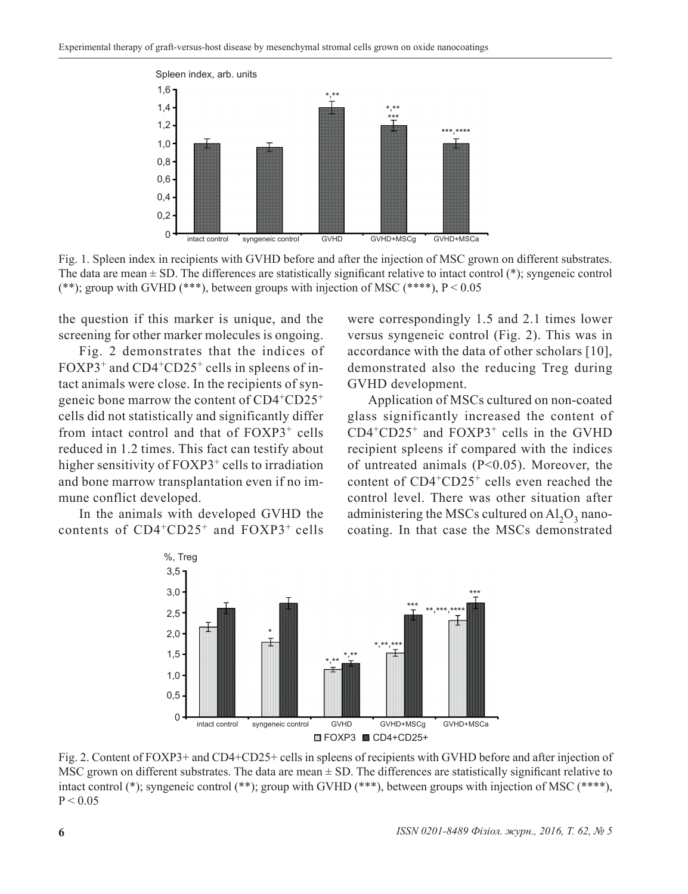Fig. 1. Spleen index in recipients with GVHD before and after the injection of MSC grown on different substrates. The data are mean ± SD. The differences are statistically significant relative to intact control (*); syngeneic control (**); group with GVHD (***), between groups with injection of MSC (****), $P < 0.05$

the question if this marker is unique, and the screening for other marker molecules is ongoing.

Fig. 2 demonstrates that the indices of $FOXP3^+$ and $CD4^+CD25^+$ cells in spleens of intact animals were close. In the recipients of syngeneic bone marrow the content of $CD4^+CD25^+$ cells did not statistically and significantly differ from intact control and that of $FOXP3^+$ cells reduced in 1.2 times. This fact can testify about higher sensitivity of $FOXP3^+$ cells to irradiation and bone marrow transplantation even if no immune conflict developed.

In the animals with developed GVHD the contents of $CD4^+CD25^+$ and $FOXP3^+$ cells were correspondingly 1.5 and 2.1 times lower versus syngeneic control (Fig. 2). This was in accordance with the data of other scholars [10], demonstrated also the reducing Treg during GVHD development.

Application of MSCs cultured on non-coated glass significantly increased the content of $CD4^+CD25^+$ and $FOXP3^+$ cells in the GVHD recipient spleens if compared with the indices of untreated animals ($P<0.05$). Moreover, the content of $CD4^+CD25^+$ cells even reached the control level. There was other situation after administering the MSCs cultured on $Al_2O_3$ nanocoating. In that case the MSCs demonstrated

Fig. 2. Content of FOXP3+ and CD4+CD25+ cells in spleens of recipients with GVHD before and after injection of MSC grown on different substrates. The data are mean ± SD. The differences are statistically significant relative to intact control (*); syngeneic control (**); group with GVHD (***), between groups with injection of MSC (****), $P < 0.05$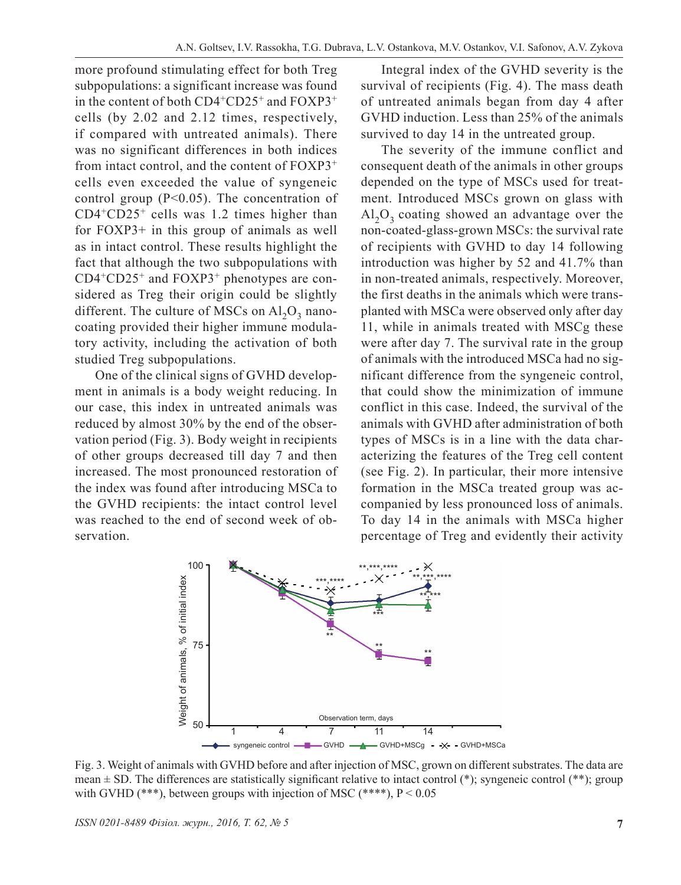more profound stimulating effect for both Treg subpopulations: a significant increase was found in the content of both $CD4^+CD25^+$ and $FOXP3^+$ cells (by 2.02 and 2.12 times, respectively, if compared with untreated animals). There was no significant differences in both indices from intact control, and the content of $FOXP3^+$ cells even exceeded the value of syngeneic control group ($P<0.05$). The concentration of $CD4^+CD25^+$ cells was 1.2 times higher than for FOXP3+ in this group of animals as well as in intact control. These results highlight the fact that although the two subpopulations with $CD4^+CD25^+$ and $FOXP3^+$ phenotypes are considered as Treg their origin could be slightly different. The culture of MSCs on $Al_2O_3$ nanocoating provided their higher immune modulatory activity, including the activation of both studied Treg subpopulations.

One of the clinical signs of GVHD development in animals is a body weight reducing. In our case, this index in untreated animals was reduced by almost 30% by the end of the observation period (Fig. 3). Body weight in recipients of other groups decreased till day 7 and then increased. The most pronounced restoration of the index was found after introducing MSCa to the GVHD recipients: the intact control level was reached to the end of second week of observation.

Integral index of the GVHD severity is the survival of recipients (Fig. 4). The mass death of untreated animals began from day 4 after GVHD induction. Less than 25% of the animals survived to day 14 in the untreated group.

The severity of the immune conflict and consequent death of the animals in other groups depended on the type of MSCs used for treatment. Introduced MSCs grown on glass with $Al_2O_3$ coating showed an advantage over the non-coated-glass-grown MSCs: the survival rate of recipients with GVHD to day 14 following introduction was higher by 52 and 41.7% than in non-treated animals, respectively. Moreover, the first deaths in the animals which were transplanted with MSCa were observed only after day 11, while in animals treated with MSCg these were after day 7. The survival rate in the group of animals with the introduced MSCa had no significant difference from the syngeneic control, that could show the minimization of immune conflict in this case. Indeed, the survival of the animals with GVHD after administration of both types of MSCs is in a line with the data characterizing the features of the Treg cell content (see Fig. 2). In particular, their more intensive formation in the MSCa treated group was accompanied by less pronounced loss of animals. To day 14 in the animals with MSCa higher percentage of Treg and evidently their activity

Fig. 3. Weight of animals with GVHD before and after injection of MSC, grown on different substrates. The data are mean ± SD. The differences are statistically significant relative to intact control (*); syngeneic control (**); group with GVHD (***), between groups with injection of MSC (****), $P < 0.05$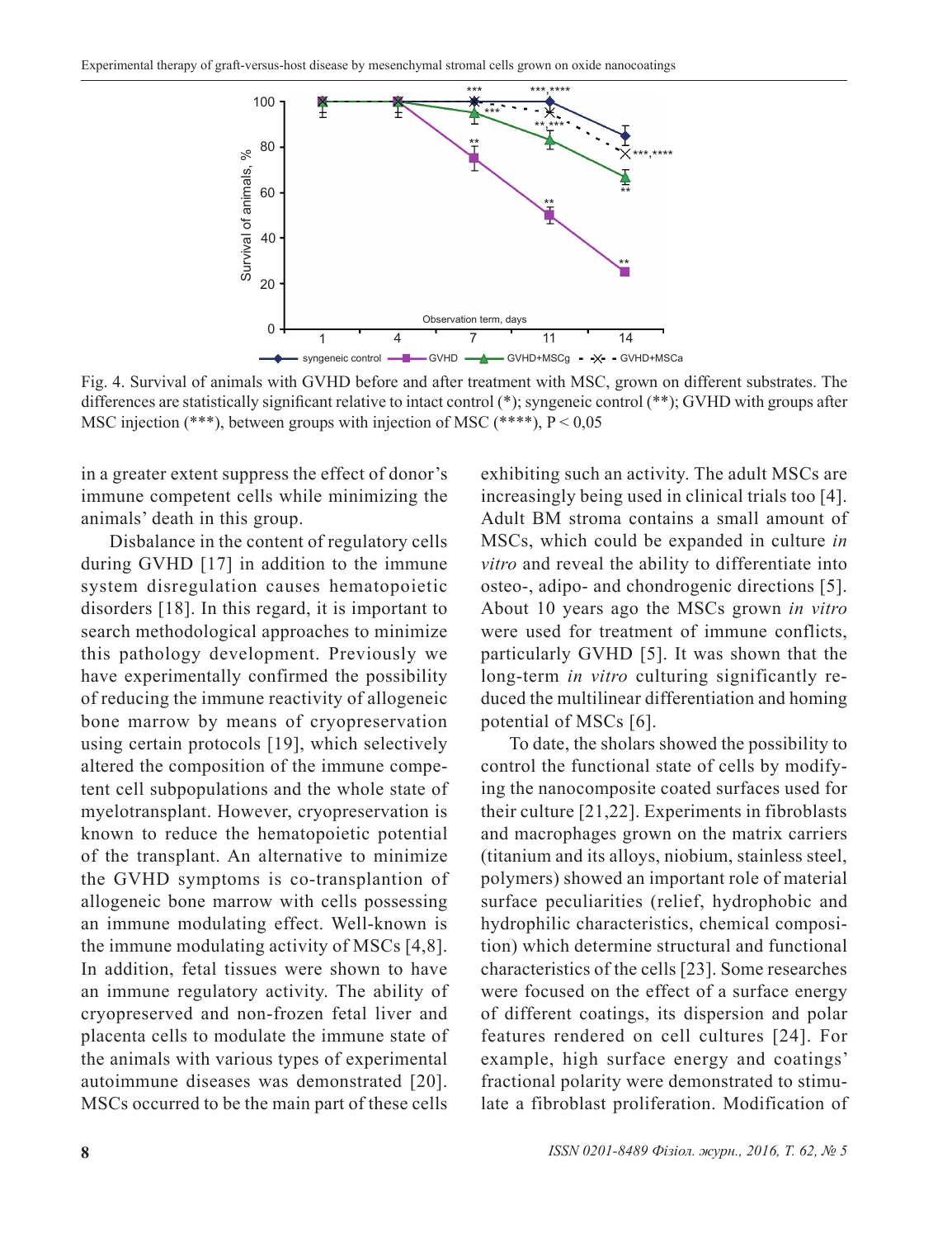Fig. 4. Survival of animals with GVHD before and after treatment with MSC, grown on different substrates. The differences are statistically significant relative to intact control (*); syngeneic control (**); GVHD with groups after MSC injection (***), between groups with injection of MSC (****), P < 0,05

in a greater extent suppress the effect of donor's immune competent cells while minimizing the animals' death in this group.

Disbalance in the content of regulatory cells during GVHD [17] in addition to the immune system disregulation causes hematopoietic disorders [18]. In this regard, it is important to search methodological approaches to minimize this pathology development. Previously we have experimentally confirmed the possibility of reducing the immune reactivity of allogeneic bone marrow by means of cryopreservation using certain protocols [19], which selectively altered the composition of the immune competent cell subpopulations and the whole state of myelotransplant. However, cryopreservation is known to reduce the hematopoietic potential of the transplant. An alternative to minimize the GVHD symptoms is co-transplantion of allogeneic bone marrow with cells possessing an immune modulating effect. Well-known is the immune modulating activity of MSCs [4,8]. In addition, fetal tissues were shown to have an immune regulatory activity. The ability of cryopreserved and non-frozen fetal liver and placenta cells to modulate the immune state of the animals with various types of experimental autoimmune diseases was demonstrated [20]. MSCs occurred to be the main part of these cells exhibiting such an activity. The adult MSCs are increasingly being used in clinical trials too [4]. Adult BM stroma contains a small amount of MSCs, which could be expanded in culture *in vitro* and reveal the ability to differentiate into osteo-, adipo- and chondrogenic directions [5]. About 10 years ago the MSCs grown *in vitro* were used for treatment of immune conflicts, particularly GVHD [5]. It was shown that the long-term *in vitro* culturing significantly reduced the multilinear differentiation and homing potential of MSCs [6].

To date, the sholars showed the possibility to control the functional state of cells by modifying the nanocomposite coated surfaces used for their culture [21,22]. Experiments in fibroblasts and macrophages grown on the matrix carriers (titanium and its alloys, niobium, stainless steel, polymers) showed an important role of material surface peculiarities (relief, hydrophobic and hydrophilic characteristics, chemical composition) which determine structural and functional characteristics of the cells [23]. Some researches were focused on the effect of a surface energy of different coatings, its dispersion and polar features rendered on cell cultures [24]. For example, high surface energy and coatings' fractional polarity were demonstrated to stimulate a fibroblast proliferation. Modification of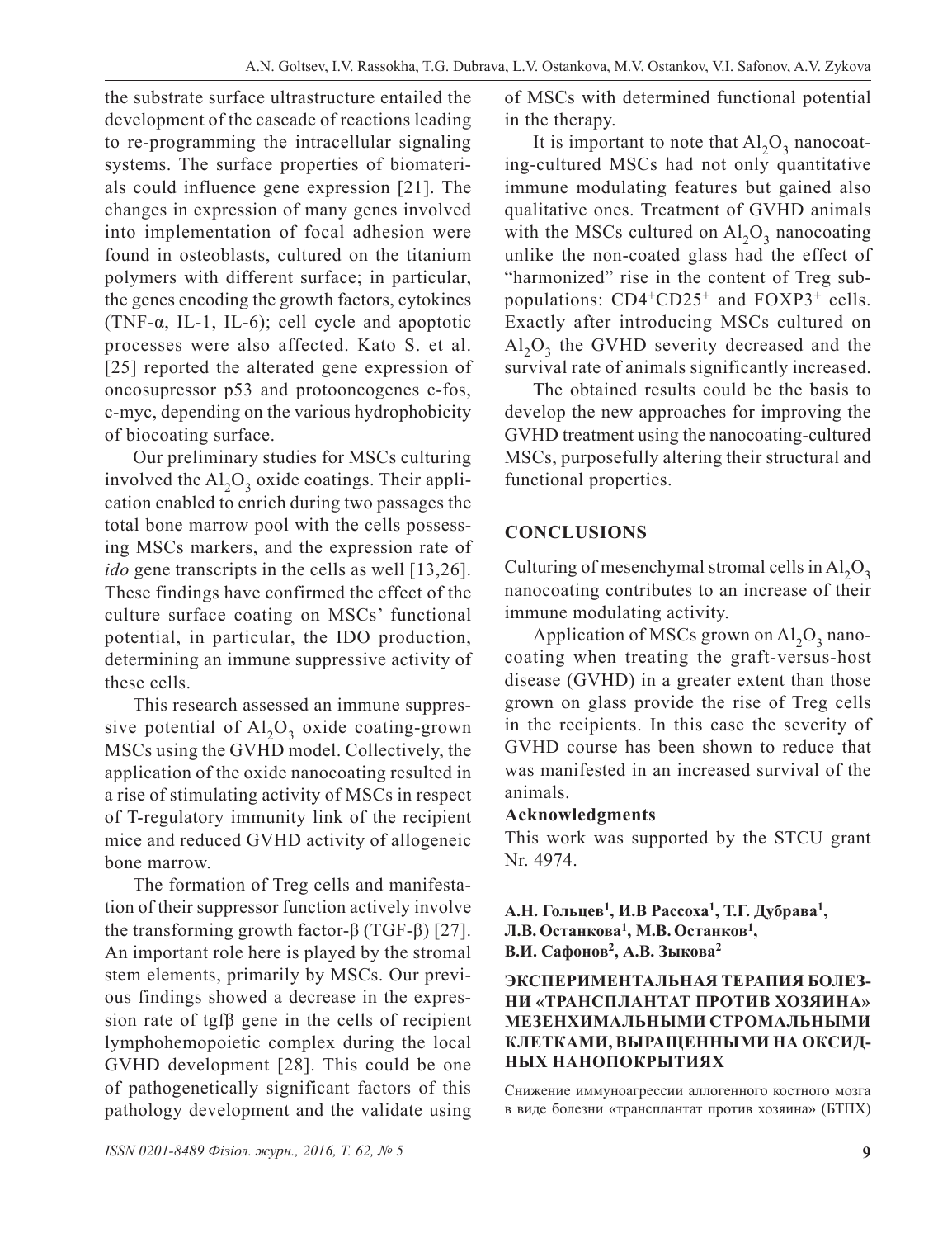the substrate surface ultrastructure entailed the development of the cascade of reactions leading to re-programming the intracellular signaling systems. The surface properties of biomaterials could influence gene expression [21]. The changes in expression of many genes involved into implementation of focal adhesion were found in osteoblasts, cultured on the titanium polymers with different surface; in particular, the genes encoding the growth factors, cytokines (TNF-α, IL-1, IL-6); cell cycle and apoptotic processes were also affected. Kato S. et al. [25] reported the alterated gene expression of oncosupressor p53 and protooncogenes c-fos, c-myc, depending on the various hydrophobicity of biocoating surface.

Our preliminary studies for MSCs culturing involved the $Al_2O_3$ oxide coatings. Their application enabled to enrich during two passages the total bone marrow pool with the cells possessing MSCs markers, and the expression rate of *ido* gene transcripts in the cells as well [13,26]. These findings have confirmed the effect of the culture surface coating on MSCs' functional potential, in particular, the IDO production, determining an immune suppressive activity of these cells.

This research assessed an immune suppressive potential of $Al_2O_3$ oxide coating-grown MSCs using the GVHD model. Collectively, the application of the oxide nanocoating resulted in a rise of stimulating activity of MSCs in respect of T-regulatory immunity link of the recipient mice and reduced GVHD activity of allogeneic bone marrow.

The formation of Treg cells and manifestation of their suppressor function actively involve the transforming growth factor-β (TGF-β) [27]. An important role here is played by the stromal stem elements, primarily by MSCs. Our previous findings showed a decrease in the expression rate of tgfβ gene in the cells of recipient lymphohemopoietic complex during the local GVHD development [28]. This could be one of pathogenetically significant factors of this pathology development and the validate using of MSCs with determined functional potential in the therapy.

It is important to note that $Al_2O_3$ nanocoating-cultured MSCs had not only quantitative immune modulating features but gained also qualitative ones. Treatment of GVHD animals with the MSCs cultured on $Al_2O_3$ nanocoating unlike the non-coated glass had the effect of "harmonized" rise in the content of Treg subpopulations: $CD4^+CD25^+$ and $FOXP3^+$ cells. Exactly after introducing MSCs cultured on $Al_2O_3$ the GVHD severity decreased and the survival rate of animals significantly increased.

The obtained results could be the basis to develop the new approaches for improving the GVHD treatment using the nanocoating-cultured MSCs, purposefully altering their structural and functional properties.

## CONCLUSIONS

Culturing of mesenchymal stromal cells in $Al_2O_3$ nanocoating contributes to an increase of their immune modulating activity.

Application of MSCs grown on $Al_2O_3$ nanocoating when treating the graft-versus-host disease (GVHD) in a greater extent than those grown on glass provide the rise of Treg cells in the recipients. In this case the severity of GVHD course has been shown to reduce that was manifested in an increased survival of the animals.

**Acknowledgments**

This work was supported by the STCU grant Nr. 4974.

**А.Н. Гольцев[1], И.В Рассоха[1], Т.Г. Дубрава[1], Л.В. Останкова[1], М.В. Останков[1], В.И. Сафонов[2], А.В. Зыкова[2]**

### ЭКСПЕРИМЕНТАЛЬНАЯ ТЕРАПИЯ БОЛЕЗНИ «ТРАНСПЛАНТАТ ПРОТИВ ХОЗЯИНА» МЕЗЕНХИМАЛЬНЫМИ СТРОМАЛЬНЫМИ КЛЕТКАМИ, ВЫРАЩЕННЫМИ НА ОКСИДНЫХ НАНОПОКРЫТИЯХ

Снижение иммуноагрессии аллогенного костного мозга в виде болезни «трансплантат против хозяина» (БТПХ)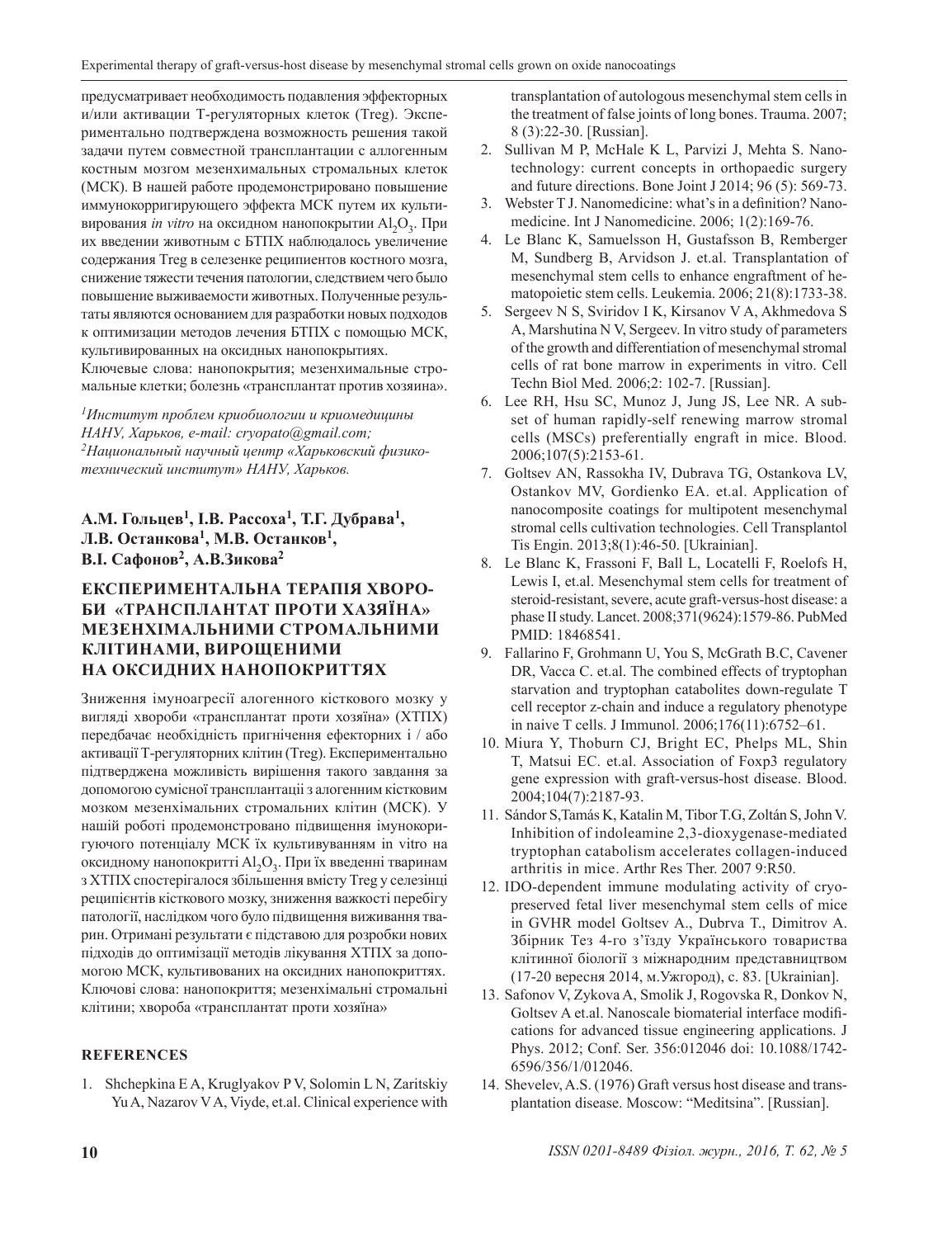предусматривает необходимость подавления эффекторных и/или активации Т-регуляторных клеток (Treg). Экспериментально подтверждена возможность решения такой задачи путем совместной трансплантации с аллогенным костным мозгом мезенхимальных стромальных клеток (МСК). В нашей работе продемонстрировано повышение иммунокорригирующего эффекта МСК путем их культивирования *in vitro* на оксидном нанопокрытии $Al_2O_3$. При их введении животным с БТПХ наблюдалось увеличение содержания Treg в селезенке реципиентов костного мозга, снижение тяжести течения патологии, следствием чего было повышение выживаемости животных. Полученные результаты являются основанием для разработки новых подходов к оптимизации методов лечения БТПХ с помощью МСК, культивированных на оксидных нанопокрытиях.

Ключевые слова: нанопокрытия; мезенхимальные стромальные клетки; болезнь «трансплантат против хозяина».

*[1]Институт проблем криобиологии и криомедицины НАНУ, Харьков, e-mail: cryopato@gmail.com;*
*[2]Национальный научный центр «Харьковский физико-технический институт» НАНУ, Харьков.*

**А.М. Гольцев[1], І.В. Рассоха[1], Т.Г. Дубрава[1], Л.В. Останкова[1], М.В. Останков[1], В.І. Сафонов[2], А.В.Зикова[2]**

## ЕКСПЕРИМЕНТАЛЬНА ТЕРАПІЯ ХВОРОБИ «ТРАНСПЛАНТАТ ПРОТИ ХАЗЯЇНА» МЕЗЕНХІМАЛЬНИМИ СТРОМАЛЬНИМИ КЛІТИНАМИ, ВИРОЩЕНИМИ НА ОКСИДНИХ НАНОПОКРИТТЯХ

Зниження імуноагресії алогенного кісткового мозку у вигляді хвороби «трансплантат проти хозяїна» (ХТПХ) передбачає необхідність пригнічення ефекторних і / або активації Т-регуляторних клітин (Treg). Експериментально підтверджена можливість вирішення такого завдання за допомогою сумісної трансплантації з алогенним кістковим мозком мезенхімальних стромальних клітин (МСК). У нашій роботі продемонстровано підвищення імунокоригуючого потенціалу МСК їх культивуванням in vitro на оксидному нанопокритті $Al_2O_3$. При їх введенні тваринам з ХТПХ спостерігалося збільшення вмісту Treg у селезінці реципієнтів кісткового мозку, зниження важкості перебігу патології, наслідком чого було підвищення виживання тварин. Отримані результати є підставою для розробки нових підходів до оптимізації методів лікування ХТПХ за допомогою МСК, культивованих на оксидних нанопокриттях.

Ключові слова: нанопокриття; мезенхімальні стромальні клітини; хвороба «трансплантат проти хозяїна»

### REFERENCES

1. Shchepkina E A, Kruglyakov P V, Solomin L N, Zaritskiy Yu A, Nazarov V A, Viyde, et.al. Clinical experience with transplantation of autologous mesenchymal stem cells in the treatment of false joints of long bones. Trauma. 2007; 8 (3):22-30. [Russian].
2. Sullivan M P, McHale K L, Parvizi J, Mehta S. Nanotechnology: current concepts in orthopaedic surgery and future directions. Bone Joint J 2014; 96 (5): 569-73.
3. Webster T J. Nanomedicine: what's in a definition? Nanomedicine. Int J Nanomedicine. 2006; 1(2):169-76.
4. Le Blanc K, Samuelsson H, Gustafsson B, Remberger M, Sundberg B, Arvidson J. et.al. Transplantation of mesenchymal stem cells to enhance engraftment of hematopoietic stem cells. Leukemia. 2006; 21(8):1733-38.
5. Sergeev N S, Sviridov I K, Kirsanov V A, Akhmedova S A, Marshutina N V, Sergeev. In vitro study of parameters of the growth and differentiation of mesenchymal stromal cells of rat bone marrow in experiments in vitro. Cell Techn Biol Med. 2006;2: 102-7. [Russian].
6. Lee RH, Hsu SC, Munoz J, Jung JS, Lee NR. A subset of human rapidly-self renewing marrow stromal cells (MSCs) preferentially engraft in mice. Blood. 2006;107(5):2153-61.
7. Goltsev AN, Rassokha IV, Dubrava TG, Ostankova LV, Ostankov MV, Gordienko EA. et.al. Application of nanocomposite coatings for multipotent mesenchymal stromal cells cultivation technologies. Cell Transplantol Tis Engin. 2013;8(1):46-50. [Ukrainian].
8. Le Blanc K, Frassoni F, Ball L, Locatelli F, Roelofs H, Lewis I, et.al. Mesenchymal stem cells for treatment of steroid-resistant, severe, acute graft-versus-host disease: a phase II study. Lancet. 2008;371(9624):1579-86. PubMed PMID: 18468541.
9. Fallarino F, Grohmann U, You S, McGrath B.C, Cavener DR, Vacca C. et.al. The combined effects of tryptophan starvation and tryptophan catabolites down-regulate T cell receptor z-chain and induce a regulatory phenotype in naive T cells. J Immunol. 2006;176(11):6752–61.
10. Miura Y, Thoburn CJ, Bright EC, Phelps ML, Shin T, Matsui EC. et.al. Association of Foxp3 regulatory gene expression with graft-versus-host disease. Blood. 2004;104(7):2187-93.
11. Sándor S,Tamás K, Katalin M, Tibor T.G, Zoltán S, John V. Inhibition of indoleamine 2,3-dioxygenase-mediated tryptophan catabolism accelerates collagen-induced arthritis in mice. Arthr Res Ther. 2007 9:R50.
12. IDO-dependent immune modulating activity of cryopreserved fetal liver mesenchymal stem cells of mice in GVHR model Goltsev A., Dubrva T., Dimitrov A. Збірник Тез 4-го з'їзду Українського товариства клітинної біології з міжнародним представництвом (17-20 вересня 2014, м.Ужгород), с. 83. [Ukrainian].
13. Safonov V, Zykova A, Smolik J, Rogovska R, Donkov N, Goltsev A et.al. Nanoscale biomaterial interface modifications for advanced tissue engineering applications. J Phys. 2012; Conf. Ser. 356:012046 doi: 10.1088/1742-6596/356/1/012046.
14. Shevelev, A.S. (1976) Graft versus host disease and transplantation disease. Moscow: "Meditsina". [Russian].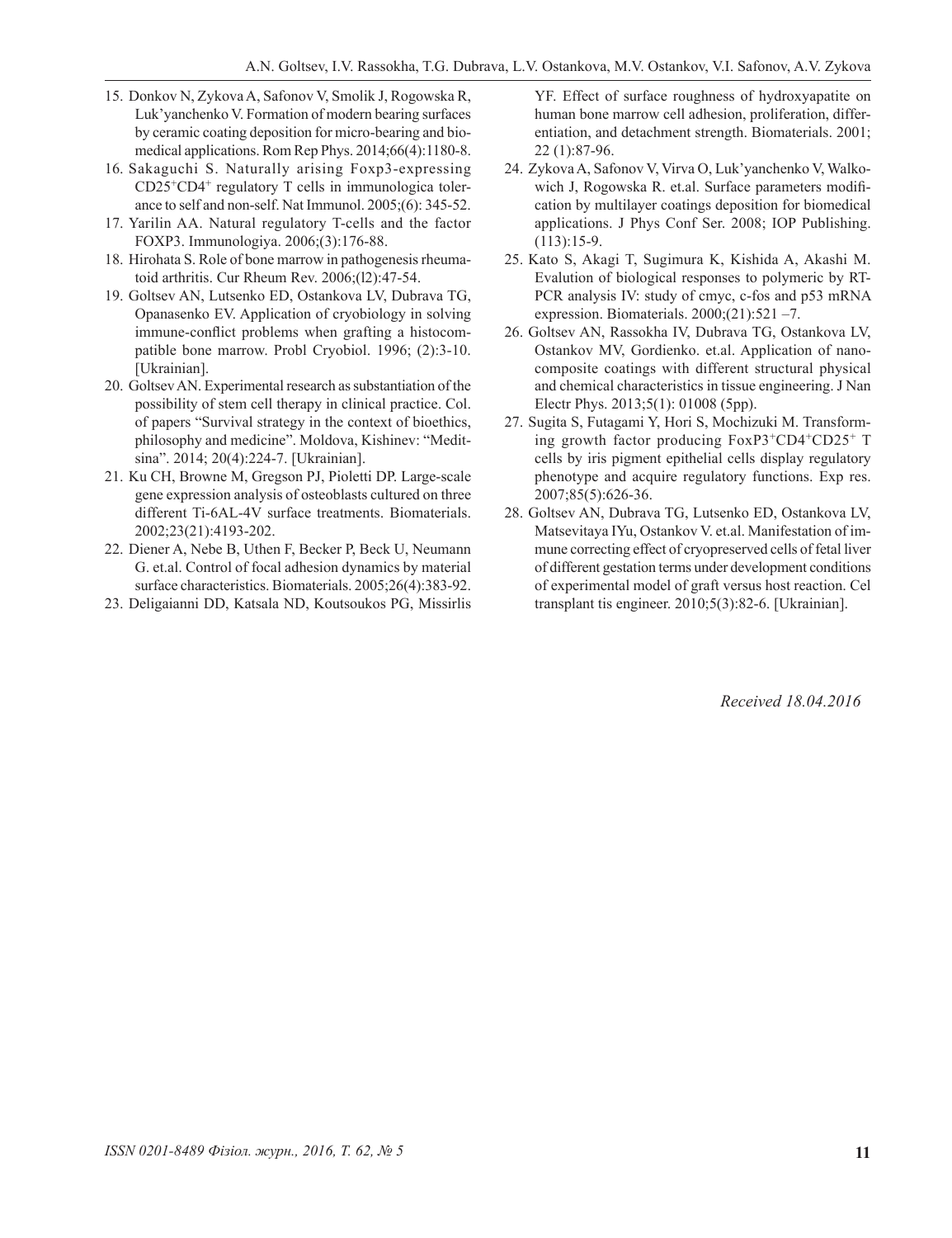15. Donkov N, Zykova A, Safonov V, Smolik J, Rogowska R, Luk'yanchenko V. Formation of modern bearing surfaces by ceramic coating deposition for micro-bearing and biomedical applications. Rom Rep Phys. 2014;66(4):1180-8.
16. Sakaguchi S. Naturally arising Foxp3-expressing $CD25^+CD4^+$ regulatory T cells in immunologica tolerance to self and non-self. Nat Immunol. 2005;(6): 345-52.
17. Yarilin AA. Natural regulatory T-cells and the factor FOXP3. Immunologiya. 2006;(3):176-88.
18. Hirohata S. Role of bone marrow in pathogenesis rheumatoid arthritis. Cur Rheum Rev. 2006;(l2):47-54.
19. Goltsev AN, Lutsenko ED, Ostankova LV, Dubrava TG, Opanasenko EV. Application of cryobiology in solving immune-conflict problems when grafting a histocompatible bone marrow. Probl Cryobiol. 1996; (2):3-10. [Ukrainian].
20. Goltsev AN. Experimental research as substantiation of the possibility of stem cell therapy in clinical practice. Col. of papers "Survival strategy in the context of bioethics, philosophy and medicine". Moldova, Kishinev: "Meditsina". 2014; 20(4):224-7. [Ukrainian].
21. Ku CH, Browne M, Gregson PJ, Pioletti DP. Large-scale gene expression analysis of osteoblasts cultured on three different Ti-6AL-4V surface treatments. Biomaterials. 2002;23(21):4193-202.
22. Diener A, Nebe B, Uthen F, Becker P, Beck U, Neumann G. et.al. Control of focal adhesion dynamics by material surface characteristics. Biomaterials. 2005;26(4):383-92.
23. Deligaianni DD, Katsala ND, Koutsoukos PG, Missirlis YF. Effect of surface roughness of hydroxyapatite on human bone marrow cell adhesion, proliferation, differentiation, and detachment strength. Biomaterials. 2001; 22 (1):87-96.
24. Zykova A, Safonov V, Virva O, Luk'yanchenko V, Walkowich J, Rogowska R. et.al. Surface parameters modification by multilayer coatings deposition for biomedical applications. J Phys Conf Ser. 2008; IOP Publishing. (113):15-9.
25. Kato S, Akagi T, Sugimura K, Kishida A, Akashi M. Evalution of biological responses to polymeric by RT-PCR analysis IV: study of cmyc, c-fos and p53 mRNA expression. Biomaterials. 2000;(21):521 –7.
26. Goltsev AN, Rassokha IV, Dubrava TG, Ostankova LV, Ostankov MV, Gordienko. et.al. Application of nanocomposite coatings with different structural physical and chemical characteristics in tissue engineering. J Nan Electr Phys. 2013;5(1): 01008 (5pp).
27. Sugita S, Futagami Y, Hori S, Mochizuki M. Transforming growth factor producing $FoxP3^+CD4^+CD25^+$ T cells by iris pigment epithelial cells display regulatory phenotype and acquire regulatory functions. Exp res. 2007;85(5):626-36.
28. Goltsev AN, Dubrava TG, Lutsenko ED, Ostankova LV, Matsevitaya IYu, Ostankov V. et.al. Manifestation of immune correcting effect of cryopreserved cells of fetal liver of different gestation terms under development conditions of experimental model of graft versus host reaction. Cel transplant tis engineer. 2010;5(3):82-6. [Ukrainian].

*Received 18.04.2016*